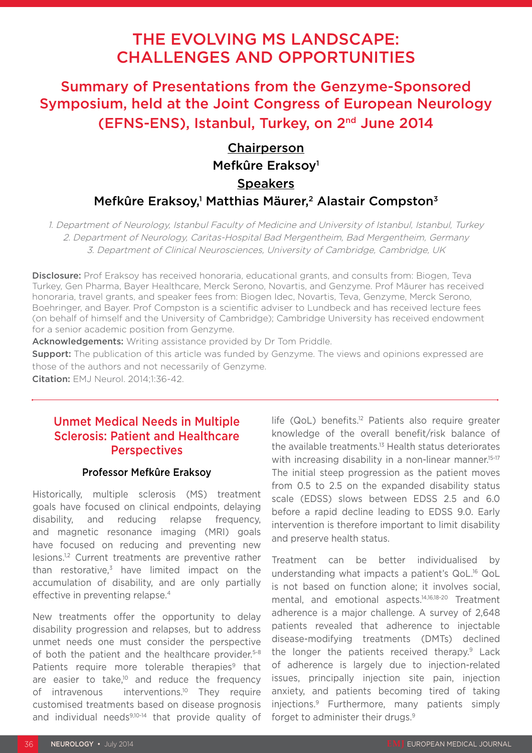# THE EVOLVING MS LANDSCAPE: CHALLENGES AND OPPORTUNITIES

## Summary of Presentations from the Genzyme-Sponsored Symposium, held at the Joint Congress of European Neurology (EFNS-ENS), Istanbul, Turkey, on 2nd June 2014

**Chairperson**

Mefkûre Eraksoy[1]

**Speakers**

Mefkûre Eraksoy,[1] Matthias Mäurer,[2] Alastair Compston[3]

*1. Department of Neurology, Istanbul Faculty of Medicine and University of Istanbul, Istanbul, Turkey*
*2. Department of Neurology, Caritas-Hospital Bad Mergentheim, Bad Mergentheim, Germany*
*3. Department of Clinical Neurosciences, University of Cambridge, Cambridge, UK*

**Disclosure:** Prof Eraksoy has received honoraria, educational grants, and consults from: Biogen, Teva Turkey, Gen Pharma, Bayer Healthcare, Merck Serono, Novartis, and Genzyme. Prof Mäurer has received honoraria, travel grants, and speaker fees from: Biogen Idec, Novartis, Teva, Genzyme, Merck Serono, Boehringer, and Bayer. Prof Compston is a scientific adviser to Lundbeck and has received lecture fees (on behalf of himself and the University of Cambridge); Cambridge University has received endowment for a senior academic position from Genzyme.

**Acknowledgements:** Writing assistance provided by Dr Tom Priddle.

**Support:** The publication of this article was funded by Genzyme. The views and opinions expressed are those of the authors and not necessarily of Genzyme.

**Citation:** EMJ Neurol. 2014;1:36-42.

---

## Unmet Medical Needs in Multiple Sclerosis: Patient and Healthcare Perspectives

### Professor Mefkûre Eraksoy

Historically, multiple sclerosis (MS) treatment goals have focused on clinical endpoints, delaying disability, and reducing relapse frequency, and magnetic resonance imaging (MRI) goals have focused on reducing and preventing new lesions.[1,2] Current treatments are preventive rather than restorative,[3] have limited impact on the accumulation of disability, and are only partially effective in preventing relapse.[4]

New treatments offer the opportunity to delay disability progression and relapses, but to address unmet needs one must consider the perspective of both the patient and the healthcare provider.[5-8] Patients require more tolerable therapies[9] that are easier to take,[10] and reduce the frequency of intravenous interventions.[10] They require customised treatments based on disease prognosis and individual needs[9,10-14] that provide quality of life (QoL) benefits.[12] Patients also require greater knowledge of the overall benefit/risk balance of the available treatments.[13] Health status deteriorates with increasing disability in a non-linear manner.[15-17] The initial steep progression as the patient moves from 0.5 to 2.5 on the expanded disability status scale (EDSS) slows between EDSS 2.5 and 6.0 before a rapid decline leading to EDSS 9.0. Early intervention is therefore important to limit disability and preserve health status.

Treatment can be better individualised by understanding what impacts a patient's QoL.[16] QoL is not based on function alone; it involves social, mental, and emotional aspects.[14,16,18-20] Treatment adherence is a major challenge. A survey of 2,648 patients revealed that adherence to injectable disease-modifying treatments (DMTs) declined the longer the patients received therapy.[9] Lack of adherence is largely due to injection-related issues, principally injection site pain, injection anxiety, and patients becoming tired of taking injections.[9] Furthermore, many patients simply forget to administer their drugs.[9]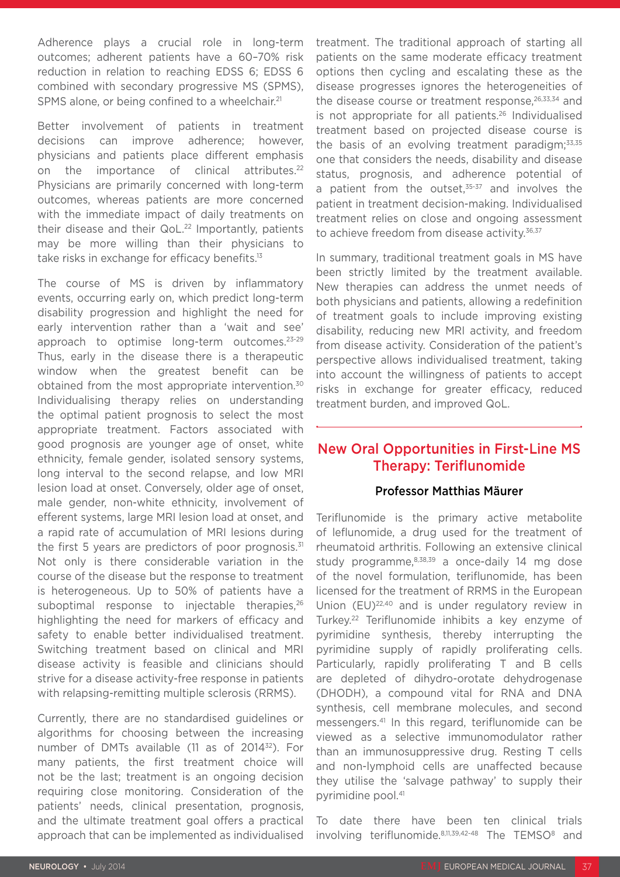Adherence plays a crucial role in long-term outcomes; adherent patients have a 60–70% risk reduction in relation to reaching EDSS 6; EDSS 6 combined with secondary progressive MS (SPMS), SPMS alone, or being confined to a wheelchair.[21]

Better involvement of patients in treatment decisions can improve adherence; however, physicians and patients place different emphasis on the importance of clinical attributes.[22] Physicians are primarily concerned with long-term outcomes, whereas patients are more concerned with the immediate impact of daily treatments on their disease and their QoL.[22] Importantly, patients may be more willing than their physicians to take risks in exchange for efficacy benefits.[13]

The course of MS is driven by inflammatory events, occurring early on, which predict long-term disability progression and highlight the need for early intervention rather than a 'wait and see' approach to optimise long-term outcomes.[23-29] Thus, early in the disease there is a therapeutic window when the greatest benefit can be obtained from the most appropriate intervention.[30] Individualising therapy relies on understanding the optimal patient prognosis to select the most appropriate treatment. Factors associated with good prognosis are younger age of onset, white ethnicity, female gender, isolated sensory systems, long interval to the second relapse, and low MRI lesion load at onset. Conversely, older age of onset, male gender, non-white ethnicity, involvement of efferent systems, large MRI lesion load at onset, and a rapid rate of accumulation of MRI lesions during the first 5 years are predictors of poor prognosis.[31] Not only is there considerable variation in the course of the disease but the response to treatment is heterogeneous. Up to 50% of patients have a suboptimal response to injectable therapies,[26] highlighting the need for markers of efficacy and safety to enable better individualised treatment. Switching treatment based on clinical and MRI disease activity is feasible and clinicians should strive for a disease activity-free response in patients with relapsing-remitting multiple sclerosis (RRMS).

Currently, there are no standardised guidelines or algorithms for choosing between the increasing number of DMTs available (11 as of 2014[32]). For many patients, the first treatment choice will not be the last; treatment is an ongoing decision requiring close monitoring. Consideration of the patients' needs, clinical presentation, prognosis, and the ultimate treatment goal offers a practical approach that can be implemented as individualised treatment. The traditional approach of starting all patients on the same moderate efficacy treatment options then cycling and escalating these as the disease progresses ignores the heterogeneities of the disease course or treatment response,[26,33,34] and is not appropriate for all patients.[26] Individualised treatment based on projected disease course is the basis of an evolving treatment paradigm;[33,35] one that considers the needs, disability and disease status, prognosis, and adherence potential of a patient from the outset,[35-37] and involves the patient in treatment decision-making. Individualised treatment relies on close and ongoing assessment to achieve freedom from disease activity.[36,37]

In summary, traditional treatment goals in MS have been strictly limited by the treatment available. New therapies can address the unmet needs of both physicians and patients, allowing a redefinition of treatment goals to include improving existing disability, reducing new MRI activity, and freedom from disease activity. Consideration of the patient's perspective allows individualised treatment, taking into account the willingness of patients to accept risks in exchange for greater efficacy, reduced treatment burden, and improved QoL.

## New Oral Opportunities in First-Line MS Therapy: Teriflunomide

**Professor Matthias Mäurer**

Teriflunomide is the primary active metabolite of leflunomide, a drug used for the treatment of rheumatoid arthritis. Following an extensive clinical study programme,[8,38,39] a once-daily 14 mg dose of the novel formulation, teriflunomide, has been licensed for the treatment of RRMS in the European Union (EU)[22,40] and is under regulatory review in Turkey.[22] Teriflunomide inhibits a key enzyme of pyrimidine synthesis, thereby interrupting the pyrimidine supply of rapidly proliferating cells. Particularly, rapidly proliferating T and B cells are depleted of dihydro-orotate dehydrogenase (DHODH), a compound vital for RNA and DNA synthesis, cell membrane molecules, and second messengers.[41] In this regard, teriflunomide can be viewed as a selective immunomodulator rather than an immunosuppressive drug. Resting T cells and non-lymphoid cells are unaffected because they utilise the 'salvage pathway' to supply their pyrimidine pool.[41]

To date there have been ten clinical trials involving teriflunomide.[8,11,39,42-48] The TEMSO[8] and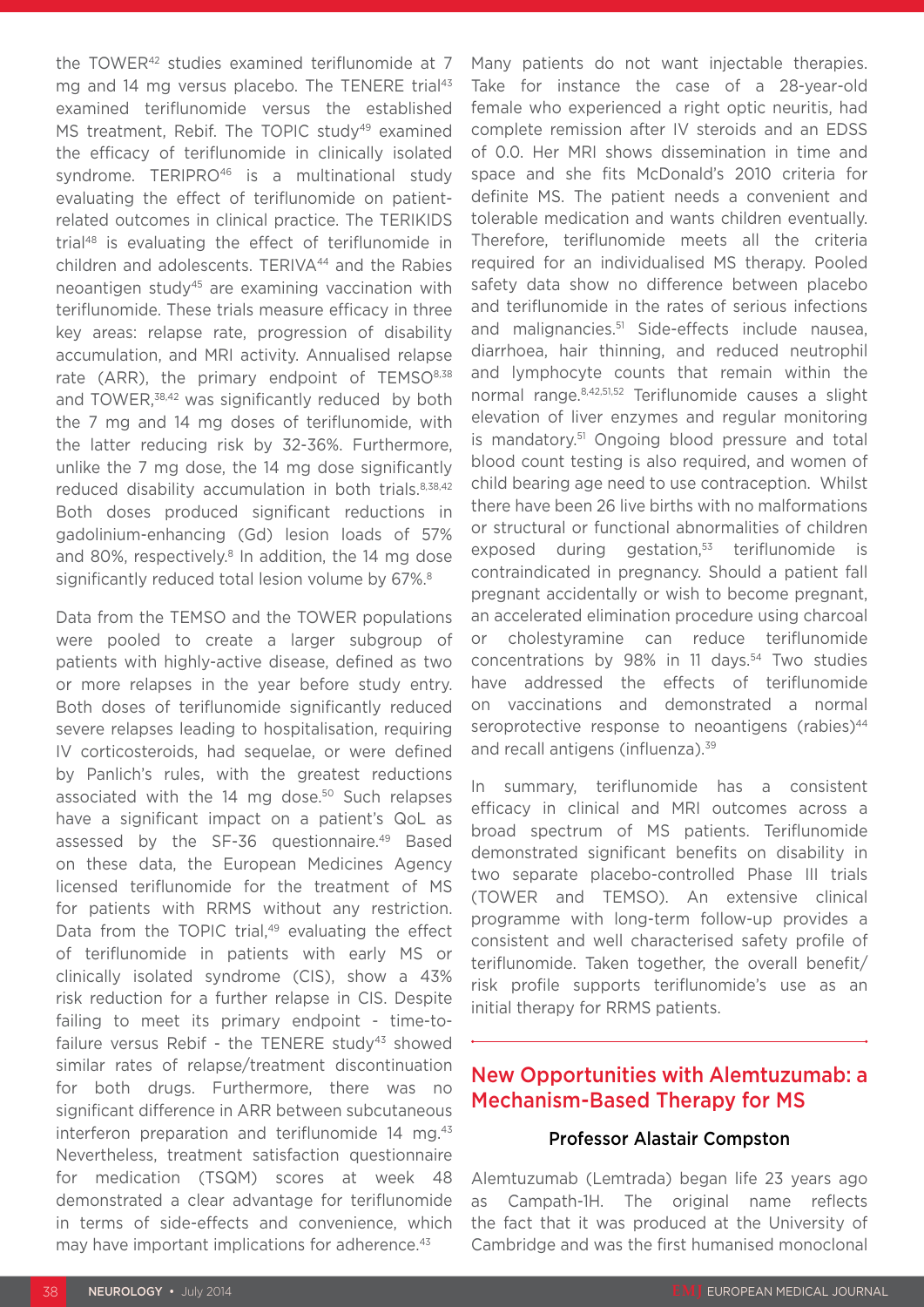the TOWER[42] studies examined teriflunomide at 7 mg and 14 mg versus placebo. The TENERE trial[43] examined teriflunomide versus the established MS treatment, Rebif. The TOPIC study[49] examined the efficacy of teriflunomide in clinically isolated syndrome. TERIPRO[46] is a multinational study evaluating the effect of teriflunomide on patient-related outcomes in clinical practice. The TERIKIDS trial[48] is evaluating the effect of teriflunomide in children and adolescents. TERIVA[44] and the Rabies neoantigen study[45] are examining vaccination with teriflunomide. These trials measure efficacy in three key areas: relapse rate, progression of disability accumulation, and MRI activity. Annualised relapse rate (ARR), the primary endpoint of TEMSO[8,38] and TOWER,[38,42] was significantly reduced by both the 7 mg and 14 mg doses of teriflunomide, with the latter reducing risk by 32-36%. Furthermore, unlike the 7 mg dose, the 14 mg dose significantly reduced disability accumulation in both trials.[8,38,42] Both doses produced significant reductions in gadolinium-enhancing (Gd) lesion loads of 57% and 80%, respectively.[8] In addition, the 14 mg dose significantly reduced total lesion volume by 67%.[8]

Data from the TEMSO and the TOWER populations were pooled to create a larger subgroup of patients with highly-active disease, defined as two or more relapses in the year before study entry. Both doses of teriflunomide significantly reduced severe relapses leading to hospitalisation, requiring IV corticosteroids, had sequelae, or were defined by Panlich's rules, with the greatest reductions associated with the 14 mg dose.[50] Such relapses have a significant impact on a patient's QoL as assessed by the SF-36 questionnaire.[49] Based on these data, the European Medicines Agency licensed teriflunomide for the treatment of MS for patients with RRMS without any restriction. Data from the TOPIC trial,[49] evaluating the effect of teriflunomide in patients with early MS or clinically isolated syndrome (CIS), show a 43% risk reduction for a further relapse in CIS. Despite failing to meet its primary endpoint - time-to-failure versus Rebif - the TENERE study[43] showed similar rates of relapse/treatment discontinuation for both drugs. Furthermore, there was no significant difference in ARR between subcutaneous interferon preparation and teriflunomide 14 mg.[43] Nevertheless, treatment satisfaction questionnaire for medication (TSQM) scores at week 48 demonstrated a clear advantage for teriflunomide in terms of side-effects and convenience, which may have important implications for adherence.[43]

Many patients do not want injectable therapies. Take for instance the case of a 28-year-old female who experienced a right optic neuritis, had complete remission after IV steroids and an EDSS of 0.0. Her MRI shows dissemination in time and space and she fits McDonald's 2010 criteria for definite MS. The patient needs a convenient and tolerable medication and wants children eventually. Therefore, teriflunomide meets all the criteria required for an individualised MS therapy. Pooled safety data show no difference between placebo and teriflunomide in the rates of serious infections and malignancies.[51] Side-effects include nausea, diarrhoea, hair thinning, and reduced neutrophil and lymphocyte counts that remain within the normal range.[8,42,51,52] Teriflunomide causes a slight elevation of liver enzymes and regular monitoring is mandatory.[51] Ongoing blood pressure and total blood count testing is also required, and women of child bearing age need to use contraception. Whilst there have been 26 live births with no malformations or structural or functional abnormalities of children exposed during gestation,[53] teriflunomide is contraindicated in pregnancy. Should a patient fall pregnant accidentally or wish to become pregnant, an accelerated elimination procedure using charcoal or cholestyramine can reduce teriflunomide concentrations by 98% in 11 days.[54] Two studies have addressed the effects of teriflunomide on vaccinations and demonstrated a normal seroprotective response to neoantigens (rabies)[44] and recall antigens (influenza).[39]

In summary, teriflunomide has a consistent efficacy in clinical and MRI outcomes across a broad spectrum of MS patients. Teriflunomide demonstrated significant benefits on disability in two separate placebo-controlled Phase III trials (TOWER and TEMSO). An extensive clinical programme with long-term follow-up provides a consistent and well characterised safety profile of teriflunomide. Taken together, the overall benefit/risk profile supports teriflunomide's use as an initial therapy for RRMS patients.

## New Opportunities with Alemtuzumab: a Mechanism-Based Therapy for MS

### Professor Alastair Compston

Alemtuzumab (Lemtrada) began life 23 years ago as Campath-1H. The original name reflects the fact that it was produced at the University of Cambridge and was the first humanised monoclonal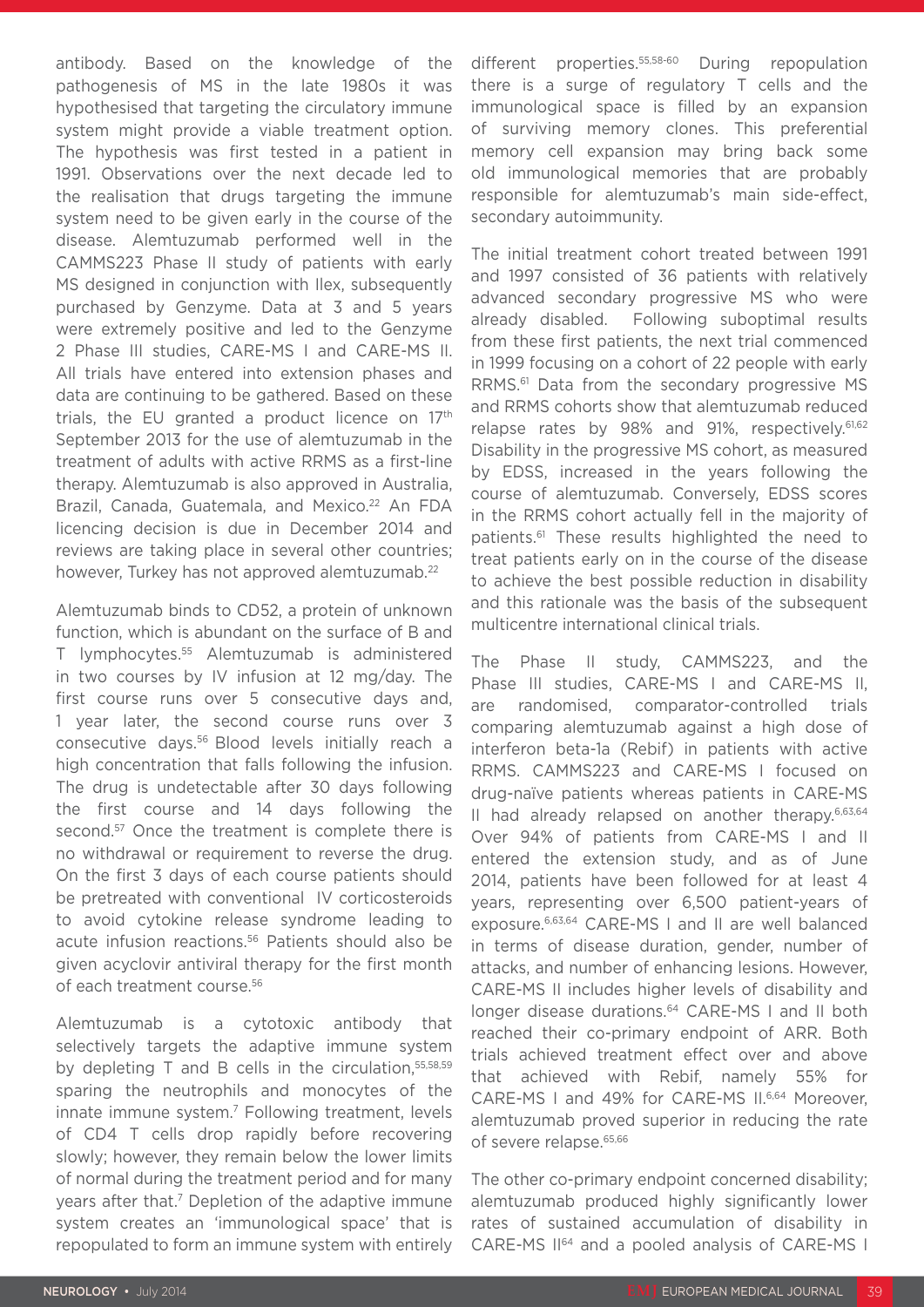antibody. Based on the knowledge of the pathogenesis of MS in the late 1980s it was hypothesised that targeting the circulatory immune system might provide a viable treatment option. The hypothesis was first tested in a patient in 1991. Observations over the next decade led to the realisation that drugs targeting the immune system need to be given early in the course of the disease. Alemtuzumab performed well in the CAMMS223 Phase II study of patients with early MS designed in conjunction with Ilex, subsequently purchased by Genzyme. Data at 3 and 5 years were extremely positive and led to the Genzyme 2 Phase III studies, CARE-MS I and CARE-MS II. All trials have entered into extension phases and data are continuing to be gathered. Based on these trials, the EU granted a product licence on 17th September 2013 for the use of alemtuzumab in the treatment of adults with active RRMS as a first-line therapy. Alemtuzumab is also approved in Australia, Brazil, Canada, Guatemala, and Mexico.[22] An FDA licencing decision is due in December 2014 and reviews are taking place in several other countries; however, Turkey has not approved alemtuzumab.[22]

Alemtuzumab binds to CD52, a protein of unknown function, which is abundant on the surface of B and T lymphocytes.[55] Alemtuzumab is administered in two courses by IV infusion at 12 mg/day. The first course runs over 5 consecutive days and, 1 year later, the second course runs over 3 consecutive days.[56] Blood levels initially reach a high concentration that falls following the infusion. The drug is undetectable after 30 days following the first course and 14 days following the second.[57] Once the treatment is complete there is no withdrawal or requirement to reverse the drug. On the first 3 days of each course patients should be pretreated with conventional IV corticosteroids to avoid cytokine release syndrome leading to acute infusion reactions.[56] Patients should also be given acyclovir antiviral therapy for the first month of each treatment course.[56]

Alemtuzumab is a cytotoxic antibody that selectively targets the adaptive immune system by depleting T and B cells in the circulation,[55,58,59] sparing the neutrophils and monocytes of the innate immune system.[7] Following treatment, levels of CD4 T cells drop rapidly before recovering slowly; however, they remain below the lower limits of normal during the treatment period and for many years after that.[7] Depletion of the adaptive immune system creates an 'immunological space' that is repopulated to form an immune system with entirely different properties.[55,58-60] During repopulation there is a surge of regulatory T cells and the immunological space is filled by an expansion of surviving memory clones. This preferential memory cell expansion may bring back some old immunological memories that are probably responsible for alemtuzumab's main side-effect, secondary autoimmunity.

The initial treatment cohort treated between 1991 and 1997 consisted of 36 patients with relatively advanced secondary progressive MS who were already disabled. Following suboptimal results from these first patients, the next trial commenced in 1999 focusing on a cohort of 22 people with early RRMS.[61] Data from the secondary progressive MS and RRMS cohorts show that alemtuzumab reduced relapse rates by 98% and 91%, respectively.[61,62] Disability in the progressive MS cohort, as measured by EDSS, increased in the years following the course of alemtuzumab. Conversely, EDSS scores in the RRMS cohort actually fell in the majority of patients.[61] These results highlighted the need to treat patients early on in the course of the disease to achieve the best possible reduction in disability and this rationale was the basis of the subsequent multicentre international clinical trials.

The Phase II study, CAMMS223, and the Phase III studies, CARE-MS I and CARE-MS II, are randomised, comparator-controlled trials comparing alemtuzumab against a high dose of interferon beta-1a (Rebif) in patients with active RRMS. CAMMS223 and CARE-MS I focused on drug-naïve patients whereas patients in CARE-MS II had already relapsed on another therapy.[6,63,64] Over 94% of patients from CARE-MS I and II entered the extension study, and as of June 2014, patients have been followed for at least 4 years, representing over 6,500 patient-years of exposure.[6,63,64] CARE-MS I and II are well balanced in terms of disease duration, gender, number of attacks, and number of enhancing lesions. However, CARE-MS II includes higher levels of disability and longer disease durations.[64] CARE-MS I and II both reached their co-primary endpoint of ARR. Both trials achieved treatment effect over and above that achieved with Rebif, namely 55% for CARE-MS I and 49% for CARE-MS II.[6,64] Moreover, alemtuzumab proved superior in reducing the rate of severe relapse.[65,66]

The other co-primary endpoint concerned disability; alemtuzumab produced highly significantly lower rates of sustained accumulation of disability in CARE-MS II[64] and a pooled analysis of CARE-MS I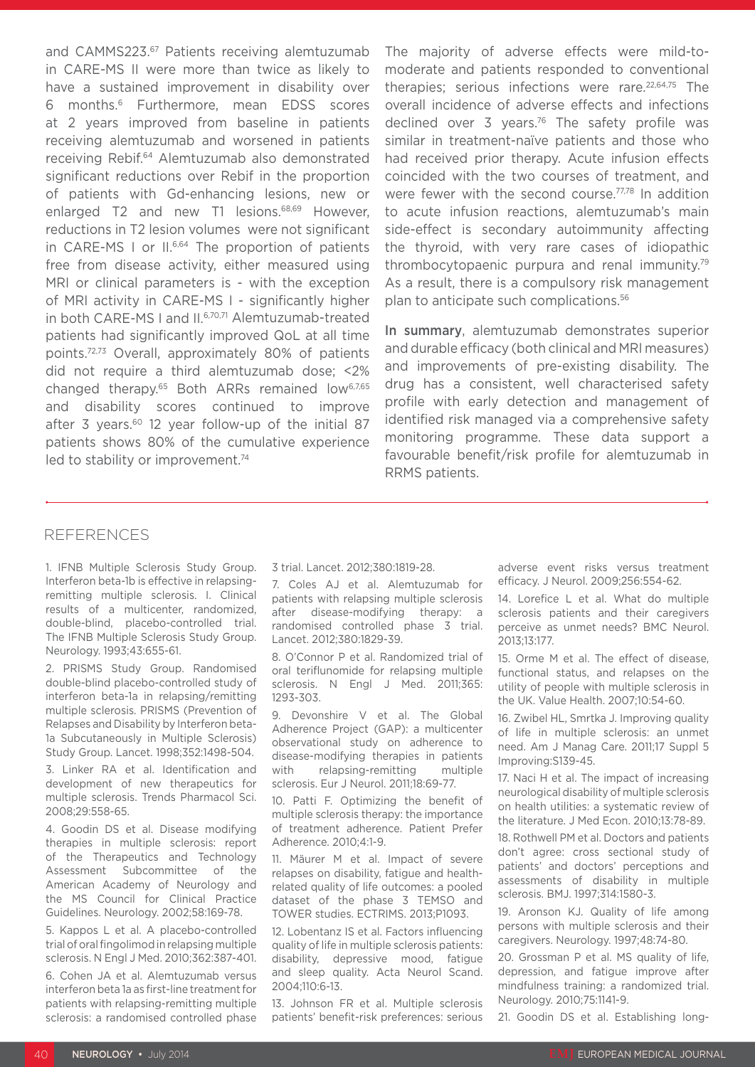and CAMMS223.[67] Patients receiving alemtuzumab in CARE-MS II were more than twice as likely to have a sustained improvement in disability over 6 months.[6] Furthermore, mean EDSS scores at 2 years improved from baseline in patients receiving alemtuzumab and worsened in patients receiving Rebif.[64] Alemtuzumab also demonstrated significant reductions over Rebif in the proportion of patients with Gd-enhancing lesions, new or enlarged T2 and new T1 lesions.[68,69] However, reductions in T2 lesion volumes were not significant in CARE-MS I or II.[6,64] The proportion of patients free from disease activity, either measured using MRI or clinical parameters is - with the exception of MRI activity in CARE-MS I - significantly higher in both CARE-MS I and II.[6,70,71] Alemtuzumab-treated patients had significantly improved QoL at all time points.[72,73] Overall, approximately 80% of patients did not require a third alemtuzumab dose; <2% changed therapy.[65] Both ARRs remained low[6,7,65] and disability scores continued to improve after 3 years.[60] 12 year follow-up of the initial 87 patients shows 80% of the cumulative experience led to stability or improvement.[74]

The majority of adverse effects were mild-to-moderate and patients responded to conventional therapies; serious infections were rare.[22,64,75] The overall incidence of adverse effects and infections declined over 3 years.[76] The safety profile was similar in treatment-naïve patients and those who had received prior therapy. Acute infusion effects coincided with the two courses of treatment, and were fewer with the second course.[77,78] In addition to acute infusion reactions, alemtuzumab's main side-effect is secondary autoimmunity affecting the thyroid, with very rare cases of idiopathic thrombocytopaenic purpura and renal immunity.[79] As a result, there is a compulsory risk management plan to anticipate such complications.[56]

**In summary**, alemtuzumab demonstrates superior and durable efficacy (both clinical and MRI measures) and improvements of pre-existing disability. The drug has a consistent, well characterised safety profile with early detection and management of identified risk managed via a comprehensive safety monitoring programme. These data support a favourable benefit/risk profile for alemtuzumab in RRMS patients.

## REFERENCES

1. IFNB Multiple Sclerosis Study Group. Interferon beta-1b is effective in relapsing-remitting multiple sclerosis. I. Clinical results of a multicenter, randomized, double-blind, placebo-controlled trial. The IFNB Multiple Sclerosis Study Group. Neurology. 1993;43:655-61.

2. PRISMS Study Group. Randomised double-blind placebo-controlled study of interferon beta-1a in relapsing/remitting multiple sclerosis. PRISMS (Prevention of Relapses and Disability by Interferon beta-1a Subcutaneously in Multiple Sclerosis) Study Group. Lancet. 1998;352:1498-504.

3. Linker RA et al. Identification and development of new therapeutics for multiple sclerosis. Trends Pharmacol Sci. 2008;29:558-65.

4. Goodin DS et al. Disease modifying therapies in multiple sclerosis: report of the Therapeutics and Technology Assessment Subcommittee of the American Academy of Neurology and the MS Council for Clinical Practice Guidelines. Neurology. 2002;58:169-78.

5. Kappos L et al. A placebo-controlled trial of oral fingolimod in relapsing multiple sclerosis. N Engl J Med. 2010;362:387-401.

6. Cohen JA et al. Alemtuzumab versus interferon beta 1a as first-line treatment for patients with relapsing-remitting multiple sclerosis: a randomised controlled phase 3 trial. Lancet. 2012;380:1819-28.

7. Coles AJ et al. Alemtuzumab for patients with relapsing multiple sclerosis after disease-modifying therapy: a randomised controlled phase 3 trial. Lancet. 2012;380:1829-39.

8. O'Connor P et al. Randomized trial of oral teriflunomide for relapsing multiple sclerosis. N Engl J Med. 2011;365: 1293-303.

9. Devonshire V et al. The Global Adherence Project (GAP): a multicenter observational study on adherence to disease-modifying therapies in patients with relapsing-remitting multiple sclerosis. Eur J Neurol. 2011;18:69-77.

10. Patti F. Optimizing the benefit of multiple sclerosis therapy: the importance of treatment adherence. Patient Prefer Adherence. 2010;4:1-9.

11. Mäurer M et al. Impact of severe relapses on disability, fatigue and health-related quality of life outcomes: a pooled dataset of the phase 3 TEMSO and TOWER studies. ECTRIMS. 2013;P1093.

12. Lobentanz IS et al. Factors influencing quality of life in multiple sclerosis patients: disability, depressive mood, fatigue and sleep quality. Acta Neurol Scand. 2004;110:6-13.

13. Johnson FR et al. Multiple sclerosis patients' benefit-risk preferences: serious adverse event risks versus treatment efficacy. J Neurol. 2009;256:554-62.

14. Lorefice L et al. What do multiple sclerosis patients and their caregivers perceive as unmet needs? BMC Neurol. 2013;13:177.

15. Orme M et al. The effect of disease, functional status, and relapses on the utility of people with multiple sclerosis in the UK. Value Health. 2007;10:54-60.

16. Zwibel HL, Smrtka J. Improving quality of life in multiple sclerosis: an unmet need. Am J Manag Care. 2011;17 Suppl 5 Improving:S139-45.

17. Naci H et al. The impact of increasing neurological disability of multiple sclerosis on health utilities: a systematic review of the literature. J Med Econ. 2010;13:78-89.

18. Rothwell PM et al. Doctors and patients don't agree: cross sectional study of patients' and doctors' perceptions and assessments of disability in multiple sclerosis. BMJ. 1997;314:1580-3.

19. Aronson KJ. Quality of life among persons with multiple sclerosis and their caregivers. Neurology. 1997;48:74-80.

20. Grossman P et al. MS quality of life, depression, and fatigue improve after mindfulness training: a randomized trial. Neurology. 2010;75:1141-9.

21. Goodin DS et al. Establishing long-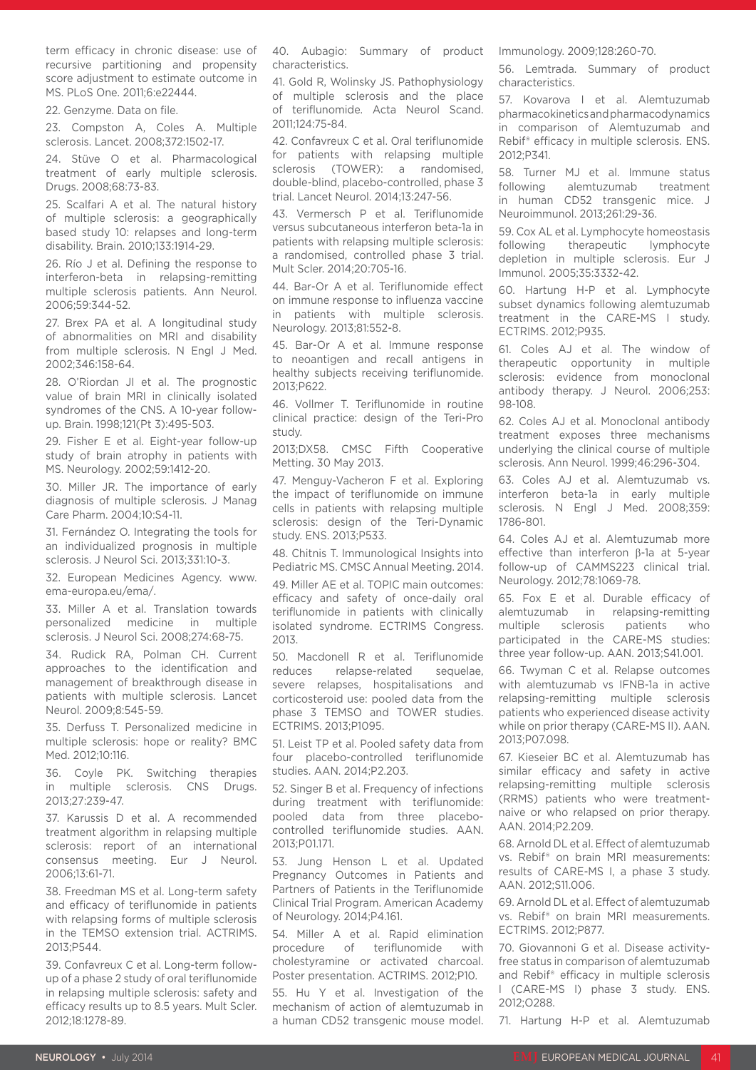term efficacy in chronic disease: use of recursive partitioning and propensity score adjustment to estimate outcome in MS. PLoS One. 2011;6:e22444.

22. Genzyme. Data on file.

23. Compston A, Coles A. Multiple sclerosis. Lancet. 2008;372:1502-17.

24. Stüve O et al. Pharmacological treatment of early multiple sclerosis. Drugs. 2008;68:73-83.

25. Scalfari A et al. The natural history of multiple sclerosis: a geographically based study 10: relapses and long-term disability. Brain. 2010;133:1914-29.

26. Río J et al. Defining the response to interferon-beta in relapsing-remitting multiple sclerosis patients. Ann Neurol. 2006;59:344-52.

27. Brex PA et al. A longitudinal study of abnormalities on MRI and disability from multiple sclerosis. N Engl J Med. 2002;346:158-64.

28. O'Riordan JI et al. The prognostic value of brain MRI in clinically isolated syndromes of the CNS. A 10-year follow-up. Brain. 1998;121(Pt 3):495-503.

29. Fisher E et al. Eight-year follow-up study of brain atrophy in patients with MS. Neurology. 2002;59:1412-20.

30. Miller JR. The importance of early diagnosis of multiple sclerosis. J Manag Care Pharm. 2004;10:S4-11.

31. Fernández O. Integrating the tools for an individualized prognosis in multiple sclerosis. J Neurol Sci. 2013;331:10-3.

32. European Medicines Agency. www.ema-europa.eu/ema/.

33. Miller A et al. Translation towards personalized medicine in multiple sclerosis. J Neurol Sci. 2008;274:68-75.

34. Rudick RA, Polman CH. Current approaches to the identification and management of breakthrough disease in patients with multiple sclerosis. Lancet Neurol. 2009;8:545-59.

35. Derfuss T. Personalized medicine in multiple sclerosis: hope or reality? BMC Med. 2012;10:116.

36. Coyle PK. Switching therapies in multiple sclerosis. CNS Drugs. 2013;27:239-47.

37. Karussis D et al. A recommended treatment algorithm in relapsing multiple sclerosis: report of an international consensus meeting. Eur J Neurol. 2006;13:61-71.

38. Freedman MS et al. Long-term safety and efficacy of teriflunomide in patients with relapsing forms of multiple sclerosis in the TEMSO extension trial. ACTRIMS. 2013;P544.

39. Confavreux C et al. Long-term follow-up of a phase 2 study of oral teriflunomide in relapsing multiple sclerosis: safety and efficacy results up to 8.5 years. Mult Scler. 2012;18:1278-89.

40. Aubagio: Summary of product characteristics.

41. Gold R, Wolinsky JS. Pathophysiology of multiple sclerosis and the place of teriflunomide. Acta Neurol Scand. 2011;124:75-84.

42. Confavreux C et al. Oral teriflunomide for patients with relapsing multiple sclerosis (TOWER): a randomised, double-blind, placebo-controlled, phase 3 trial. Lancet Neurol. 2014;13:247-56.

43. Vermersch P et al. Teriflunomide versus subcutaneous interferon beta-1a in patients with relapsing multiple sclerosis: a randomised, controlled phase 3 trial. Mult Scler. 2014;20:705-16.

44. Bar-Or A et al. Teriflunomide effect on immune response to influenza vaccine in patients with multiple sclerosis. Neurology. 2013;81:552-8.

45. Bar-Or A et al. Immune response to neoantigen and recall antigens in healthy subjects receiving teriflunomide. 2013;P622.

46. Vollmer T. Teriflunomide in routine clinical practice: design of the Teri-Pro study.

2013;DX58. CMSC Fifth Cooperative Metting. 30 May 2013.

47. Menguy-Vacheron F et al. Exploring the impact of teriflunomide on immune cells in patients with relapsing multiple sclerosis: design of the Teri-Dynamic study. ENS. 2013;P533.

48. Chitnis T. Immunological Insights into Pediatric MS. CMSC Annual Meeting. 2014.

49. Miller AE et al. TOPIC main outcomes: efficacy and safety of once-daily oral teriflunomide in patients with clinically isolated syndrome. ECTRIMS Congress. 2013.

50. Macdonell R et al. Teriflunomide reduces relapse-related sequelae, severe relapses, hospitalisations and corticosteroid use: pooled data from the phase 3 TEMSO and TOWER studies. ECTRIMS. 2013;P1095.

51. Leist TP et al. Pooled safety data from four placebo-controlled teriflunomide studies. AAN. 2014;P2.203.

52. Singer B et al. Frequency of infections during treatment with teriflunomide: pooled data from three placebo-controlled teriflunomide studies. AAN. 2013;P01.171.

53. Jung Henson L et al. Updated Pregnancy Outcomes in Patients and Partners of Patients in the Teriflunomide Clinical Trial Program. American Academy of Neurology. 2014;P4.161.

54. Miller A et al. Rapid elimination procedure of teriflunomide with cholestyramine or activated charcoal. Poster presentation. ACTRIMS. 2012;P10.

55. Hu Y et al. Investigation of the mechanism of action of alemtuzumab in a human CD52 transgenic mouse model. Immunology. 2009;128:260-70.

56. Lemtrada. Summary of product characteristics.

57. Kovarova I et al. Alemtuzumab pharmacokinetics and pharmacodynamics in comparison of Alemtuzumab and Rebif® efficacy in multiple sclerosis. ENS. 2012;P341.

58. Turner MJ et al. Immune status following alemtuzumab treatment in human CD52 transgenic mice. J Neuroimmunol. 2013;261:29-36.

59. Cox AL et al. Lymphocyte homeostasis following therapeutic lymphocyte depletion in multiple sclerosis. Eur J Immunol. 2005;35:3332-42.

60. Hartung H-P et al. Lymphocyte subset dynamics following alemtuzumab treatment in the CARE-MS I study. ECTRIMS. 2012;P935.

61. Coles AJ et al. The window of therapeutic opportunity in multiple sclerosis: evidence from monoclonal antibody therapy. J Neurol. 2006;253:98-108.

62. Coles AJ et al. Monoclonal antibody treatment exposes three mechanisms underlying the clinical course of multiple sclerosis. Ann Neurol. 1999;46:296-304.

63. Coles AJ et al. Alemtuzumab vs. interferon beta-1a in early multiple sclerosis. N Engl J Med. 2008;359:1786-801.

64. Coles AJ et al. Alemtuzumab more effective than interferon β-1a at 5-year follow-up of CAMMS223 clinical trial. Neurology. 2012;78:1069-78.

65. Fox E et al. Durable efficacy of alemtuzumab in relapsing-remitting multiple sclerosis patients who participated in the CARE-MS studies: three year follow-up. AAN. 2013;S41.001.

66. Twyman C et al. Relapse outcomes with alemtuzumab vs IFNB-1a in active relapsing-remitting multiple sclerosis patients who experienced disease activity while on prior therapy (CARE-MS II). AAN. 2013;P07.098.

67. Kieseier BC et al. Alemtuzumab has similar efficacy and safety in active relapsing-remitting multiple sclerosis (RRMS) patients who were treatment-naive or who relapsed on prior therapy. AAN. 2014;P2.209.

68. Arnold DL et al. Effect of alemtuzumab vs. Rebif® on brain MRI measurements: results of CARE-MS I, a phase 3 study. AAN. 2012;S11.006.

69. Arnold DL et al. Effect of alemtuzumab vs. Rebif® on brain MRI measurements. ECTRIMS. 2012;P877.

70. Giovannoni G et al. Disease activity-free status in comparison of alemtuzumab and Rebif® efficacy in multiple sclerosis I (CARE-MS I) phase 3 study. ENS. 2012;O288.

71. Hartung H-P et al. Alemtuzumab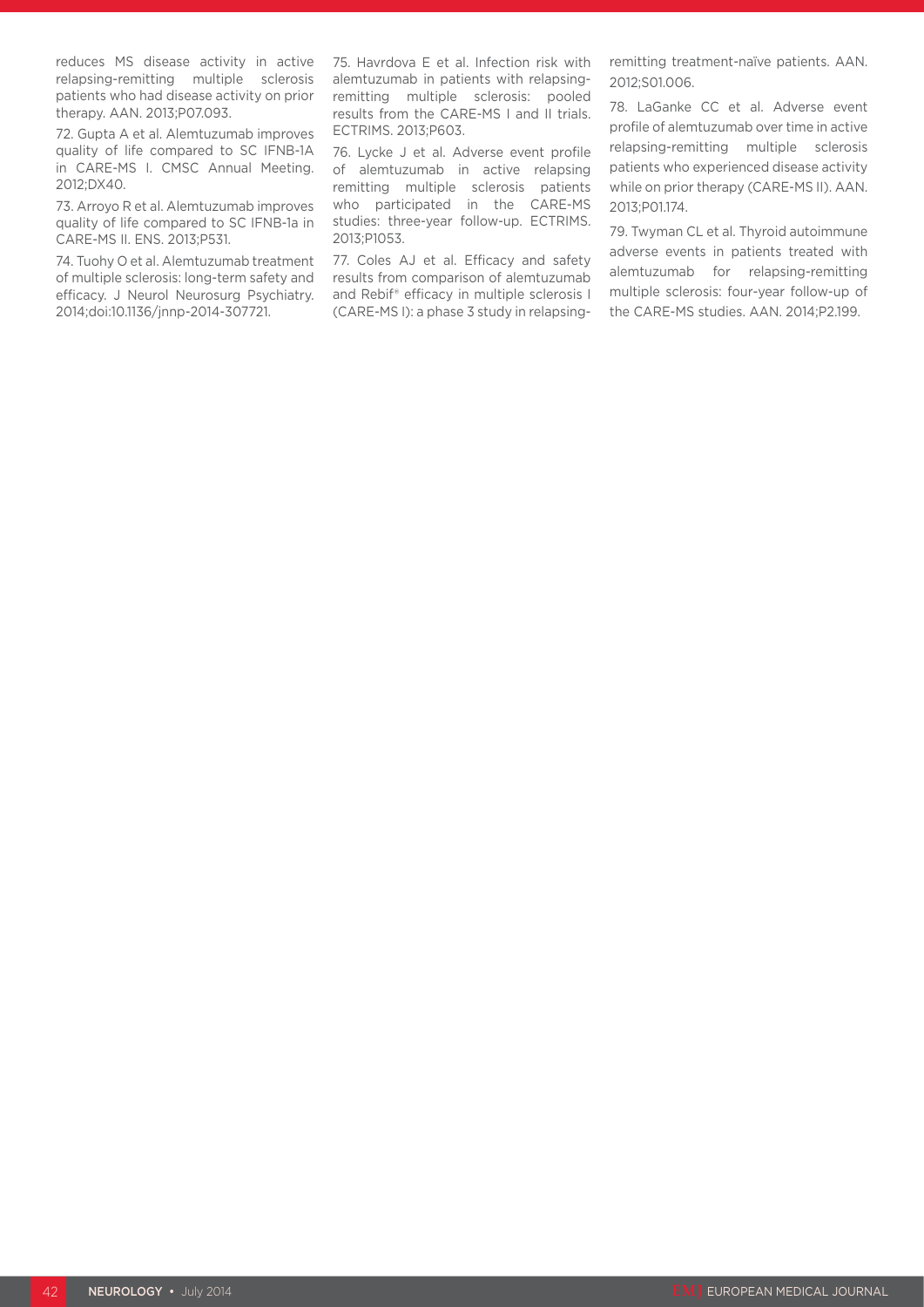reduces MS disease activity in active relapsing-remitting multiple sclerosis patients who had disease activity on prior therapy. AAN. 2013;P07.093.

72. Gupta A et al. Alemtuzumab improves quality of life compared to SC IFNB-1A in CARE-MS I. CMSC Annual Meeting. 2012;DX40.

73. Arroyo R et al. Alemtuzumab improves quality of life compared to SC IFNB-1a in CARE-MS II. ENS. 2013;P531.

74. Tuohy O et al. Alemtuzumab treatment of multiple sclerosis: long-term safety and efficacy. J Neurol Neurosurg Psychiatry. 2014;doi:10.1136/jnnp-2014-307721.

75. Havrdova E et al. Infection risk with alemtuzumab in patients with relapsing-remitting multiple sclerosis: pooled results from the CARE-MS I and II trials. ECTRIMS. 2013;P603.

76. Lycke J et al. Adverse event profile of alemtuzumab in active relapsing remitting multiple sclerosis patients who participated in the CARE-MS studies: three-year follow-up. ECTRIMS. 2013;P1053.

77. Coles AJ et al. Efficacy and safety results from comparison of alemtuzumab and Rebif® efficacy in multiple sclerosis I (CARE-MS I): a phase 3 study in relapsing-remitting treatment-naïve patients. AAN. 2012;S01.006.

78. LaGanke CC et al. Adverse event profile of alemtuzumab over time in active relapsing-remitting multiple sclerosis patients who experienced disease activity while on prior therapy (CARE-MS II). AAN. 2013;P01.174.

79. Twyman CL et al. Thyroid autoimmune adverse events in patients treated with alemtuzumab for relapsing-remitting multiple sclerosis: four-year follow-up of the CARE-MS studies. AAN. 2014;P2.199.